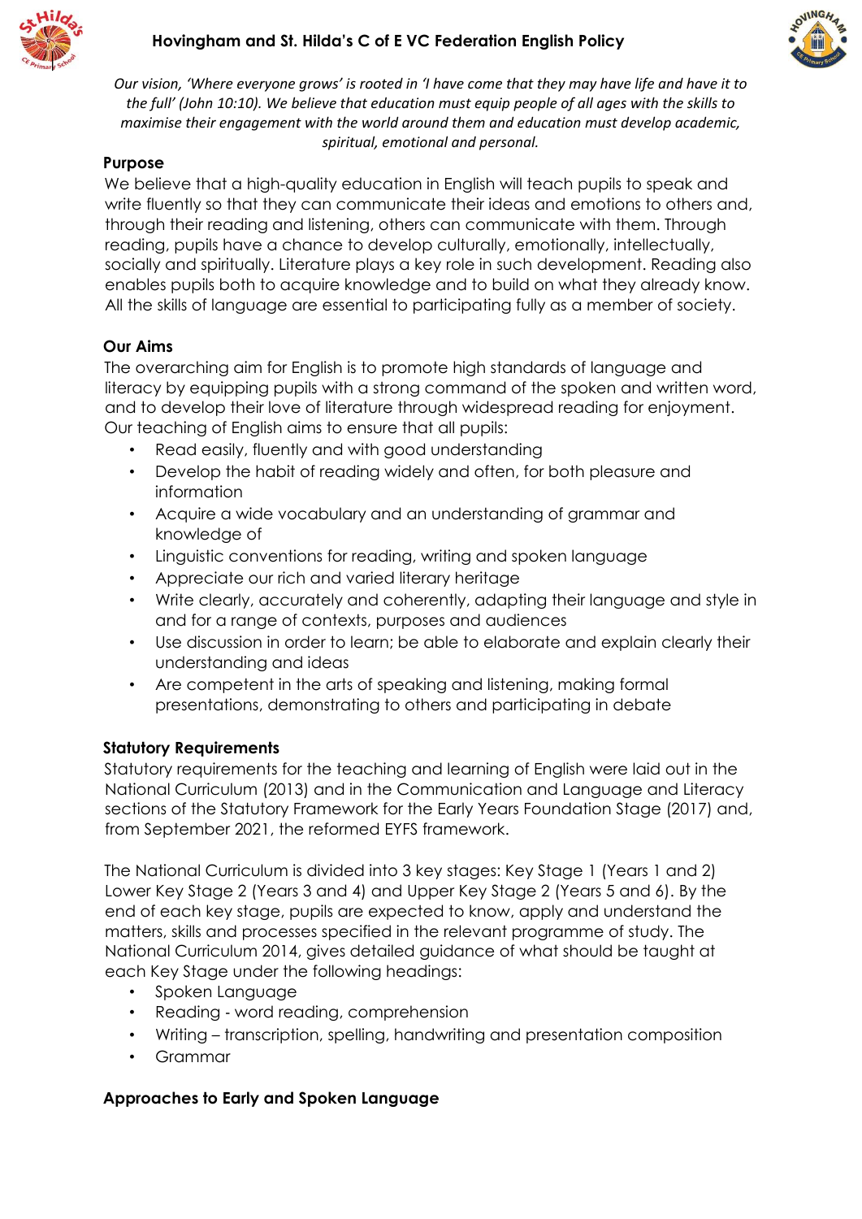# Hovingham and St. Hilda's C of E VC Federation English Policy

*Our vision, 'Where everyone grows' is rooted in 'I have come that they may have life and have it to the full' (John 10:10). We believe that education must equip people of all ages with the skills to maximise their engagement with the world around them and education must develop academic, spiritual, emotional and personal.*

## Purpose

We believe that a high-quality education in English will teach pupils to speak and write fluently so that they can communicate their ideas and emotions to others and, through their reading and listening, others can communicate with them. Through reading, pupils have a chance to develop culturally, emotionally, intellectually, socially and spiritually. Literature plays a key role in such development. Reading also enables pupils both to acquire knowledge and to build on what they already know. All the skills of language are essential to participating fully as a member of society.

## Our Aims

The overarching aim for English is to promote high standards of language and literacy by equipping pupils with a strong command of the spoken and written word, and to develop their love of literature through widespread reading for enjoyment. Our teaching of English aims to ensure that all pupils:

- Read easily, fluently and with good understanding
- Develop the habit of reading widely and often, for both pleasure and information
- Acquire a wide vocabulary and an understanding of grammar and knowledge of
- Linguistic conventions for reading, writing and spoken language
- Appreciate our rich and varied literary heritage
- Write clearly, accurately and coherently, adapting their language and style in and for a range of contexts, purposes and audiences
- Use discussion in order to learn; be able to elaborate and explain clearly their understanding and ideas
- Are competent in the arts of speaking and listening, making formal presentations, demonstrating to others and participating in debate

## Statutory Requirements

Statutory requirements for the teaching and learning of English were laid out in the National Curriculum (2013) and in the Communication and Language and Literacy sections of the Statutory Framework for the Early Years Foundation Stage (2017) and, from September 2021, the reformed EYFS framework.

The National Curriculum is divided into 3 key stages: Key Stage 1 (Years 1 and 2) Lower Key Stage 2 (Years 3 and 4) and Upper Key Stage 2 (Years 5 and 6). By the end of each key stage, pupils are expected to know, apply and understand the matters, skills and processes specified in the relevant programme of study. The National Curriculum 2014, gives detailed guidance of what should be taught at each Key Stage under the following headings:

- Spoken Language
- Reading - word reading, comprehension
- Writing – transcription, spelling, handwriting and presentation composition
- Grammar

## Approaches to Early and Spoken Language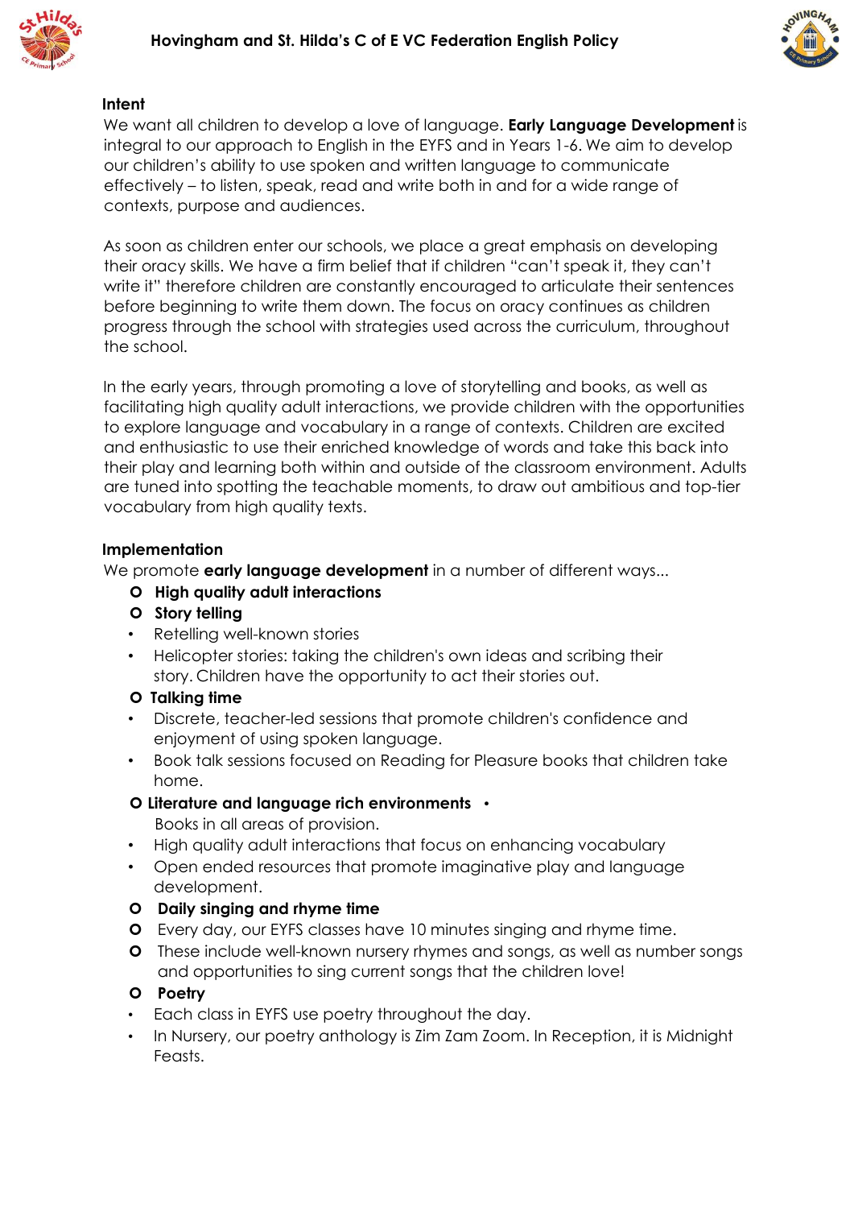### Intent

We want all children to develop a love of language. **Early Language Development** is integral to our approach to English in the EYFS and in Years 1-6. We aim to develop our children's ability to use spoken and written language to communicate effectively – to listen, speak, read and write both in and for a wide range of contexts, purpose and audiences.

As soon as children enter our schools, we place a great emphasis on developing their oracy skills. We have a firm belief that if children "can't speak it, they can't write it" therefore children are constantly encouraged to articulate their sentences before beginning to write them down. The focus on oracy continues as children progress through the school with strategies used across the curriculum, throughout the school.

In the early years, through promoting a love of storytelling and books, as well as facilitating high quality adult interactions, we provide children with the opportunities to explore language and vocabulary in a range of contexts. Children are excited and enthusiastic to use their enriched knowledge of words and take this back into their play and learning both within and outside of the classroom environment. Adults are tuned into spotting the teachable moments, to draw out ambitious and top-tier vocabulary from high quality texts.

### Implementation

We promote **early language development** in a number of different ways...

- **High quality adult interactions**
- **Story telling**
  - Retelling well-known stories
  - Helicopter stories: taking the children's own ideas and scribing their story. Children have the opportunity to act their stories out.
- **Talking time**
  - Discrete, teacher-led sessions that promote children's confidence and enjoyment of using spoken language.
  - Book talk sessions focused on Reading for Pleasure books that children take home.
- **Literature and language rich environments**
  - Books in all areas of provision.
  - High quality adult interactions that focus on enhancing vocabulary
  - Open ended resources that promote imaginative play and language development.
- **Daily singing and rhyme time**
- Every day, our EYFS classes have 10 minutes singing and rhyme time.
- These include well-known nursery rhymes and songs, as well as number songs and opportunities to sing current songs that the children love!
- **Poetry**
  - Each class in EYFS use poetry throughout the day.
  - In Nursery, our poetry anthology is Zim Zam Zoom. In Reception, it is Midnight Feasts.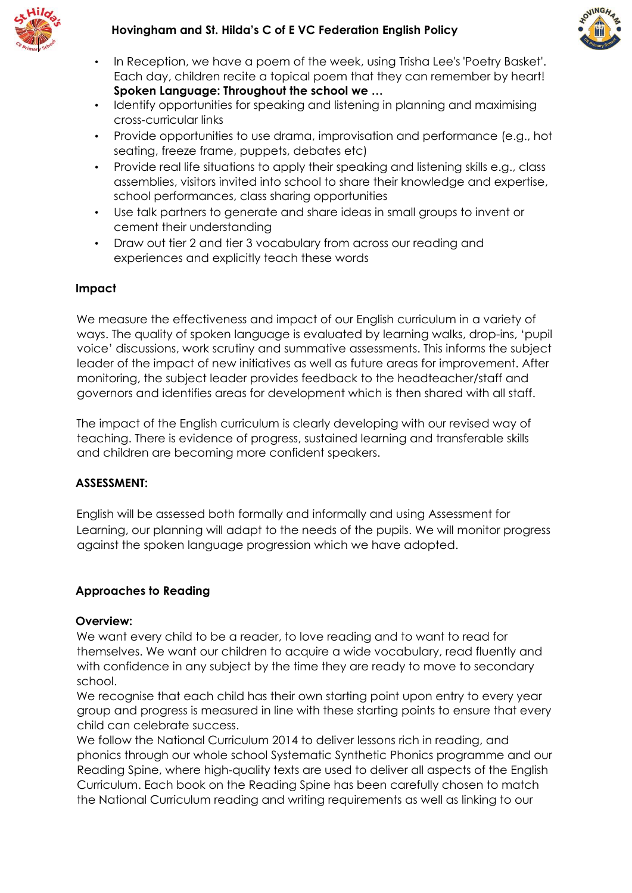- In Reception, we have a poem of the week, using Trisha Lee's 'Poetry Basket'. Each day, children recite a topical poem that they can remember by heart!

**Spoken Language: Throughout the school we …**

- Identify opportunities for speaking and listening in planning and maximising cross-curricular links
- Provide opportunities to use drama, improvisation and performance (e.g., hot seating, freeze frame, puppets, debates etc)
- Provide real life situations to apply their speaking and listening skills e.g., class assemblies, visitors invited into school to share their knowledge and expertise, school performances, class sharing opportunities
- Use talk partners to generate and share ideas in small groups to invent or cement their understanding
- Draw out tier 2 and tier 3 vocabulary from across our reading and experiences and explicitly teach these words

**Impact**

We measure the effectiveness and impact of our English curriculum in a variety of ways. The quality of spoken language is evaluated by learning walks, drop-ins, 'pupil voice' discussions, work scrutiny and summative assessments. This informs the subject leader of the impact of new initiatives as well as future areas for improvement. After monitoring, the subject leader provides feedback to the headteacher/staff and governors and identifies areas for development which is then shared with all staff.

The impact of the English curriculum is clearly developing with our revised way of teaching. There is evidence of progress, sustained learning and transferable skills and children are becoming more confident speakers.

**ASSESSMENT:**

English will be assessed both formally and informally and using Assessment for Learning, our planning will adapt to the needs of the pupils. We will monitor progress against the spoken language progression which we have adopted.

## Approaches to Reading

**Overview:**

We want every child to be a reader, to love reading and to want to read for themselves. We want our children to acquire a wide vocabulary, read fluently and with confidence in any subject by the time they are ready to move to secondary school.

We recognise that each child has their own starting point upon entry to every year group and progress is measured in line with these starting points to ensure that every child can celebrate success.

We follow the National Curriculum 2014 to deliver lessons rich in reading, and phonics through our whole school Systematic Synthetic Phonics programme and our Reading Spine, where high-quality texts are used to deliver all aspects of the English Curriculum. Each book on the Reading Spine has been carefully chosen to match the National Curriculum reading and writing requirements as well as linking to our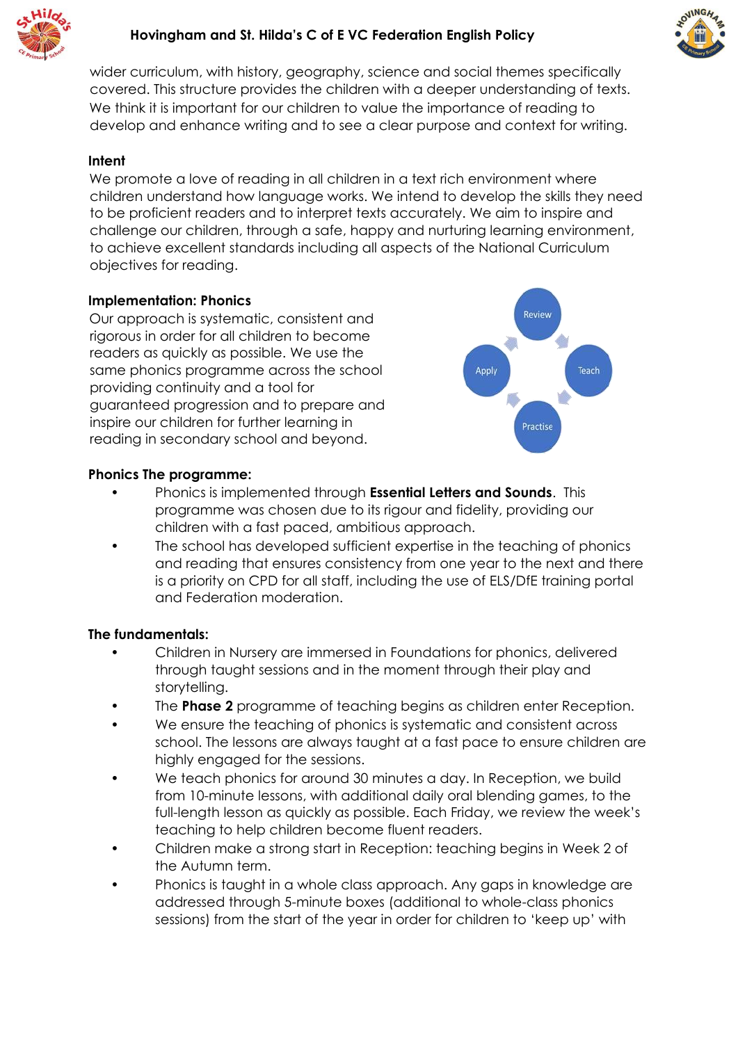wider curriculum, with history, geography, science and social themes specifically covered. This structure provides the children with a deeper understanding of texts. We think it is important for our children to value the importance of reading to develop and enhance writing and to see a clear purpose and context for writing.

**Intent**

We promote a love of reading in all children in a text rich environment where children understand how language works. We intend to develop the skills they need to be proficient readers and to interpret texts accurately. We aim to inspire and challenge our children, through a safe, happy and nurturing learning environment, to achieve excellent standards including all aspects of the National Curriculum objectives for reading.

**Implementation: Phonics**

Our approach is systematic, consistent and rigorous in order for all children to become readers as quickly as possible. We use the same phonics programme across the school providing continuity and a tool for guaranteed progression and to prepare and inspire our children for further learning in reading in secondary school and beyond.

Review → Teach → Practise → Apply

**Phonics The programme:**

- Phonics is implemented through **Essential Letters and Sounds**. This programme was chosen due to its rigour and fidelity, providing our children with a fast paced, ambitious approach.
- The school has developed sufficient expertise in the teaching of phonics and reading that ensures consistency from one year to the next and there is a priority on CPD for all staff, including the use of ELS/DfE training portal and Federation moderation.

**The fundamentals:**

- Children in Nursery are immersed in Foundations for phonics, delivered through taught sessions and in the moment through their play and storytelling.
- The **Phase 2** programme of teaching begins as children enter Reception.
- We ensure the teaching of phonics is systematic and consistent across school. The lessons are always taught at a fast pace to ensure children are highly engaged for the sessions.
- We teach phonics for around 30 minutes a day. In Reception, we build from 10-minute lessons, with additional daily oral blending games, to the full-length lesson as quickly as possible. Each Friday, we review the week's teaching to help children become fluent readers.
- Children make a strong start in Reception: teaching begins in Week 2 of the Autumn term.
- Phonics is taught in a whole class approach. Any gaps in knowledge are addressed through 5-minute boxes (additional to whole-class phonics sessions) from the start of the year in order for children to 'keep up' with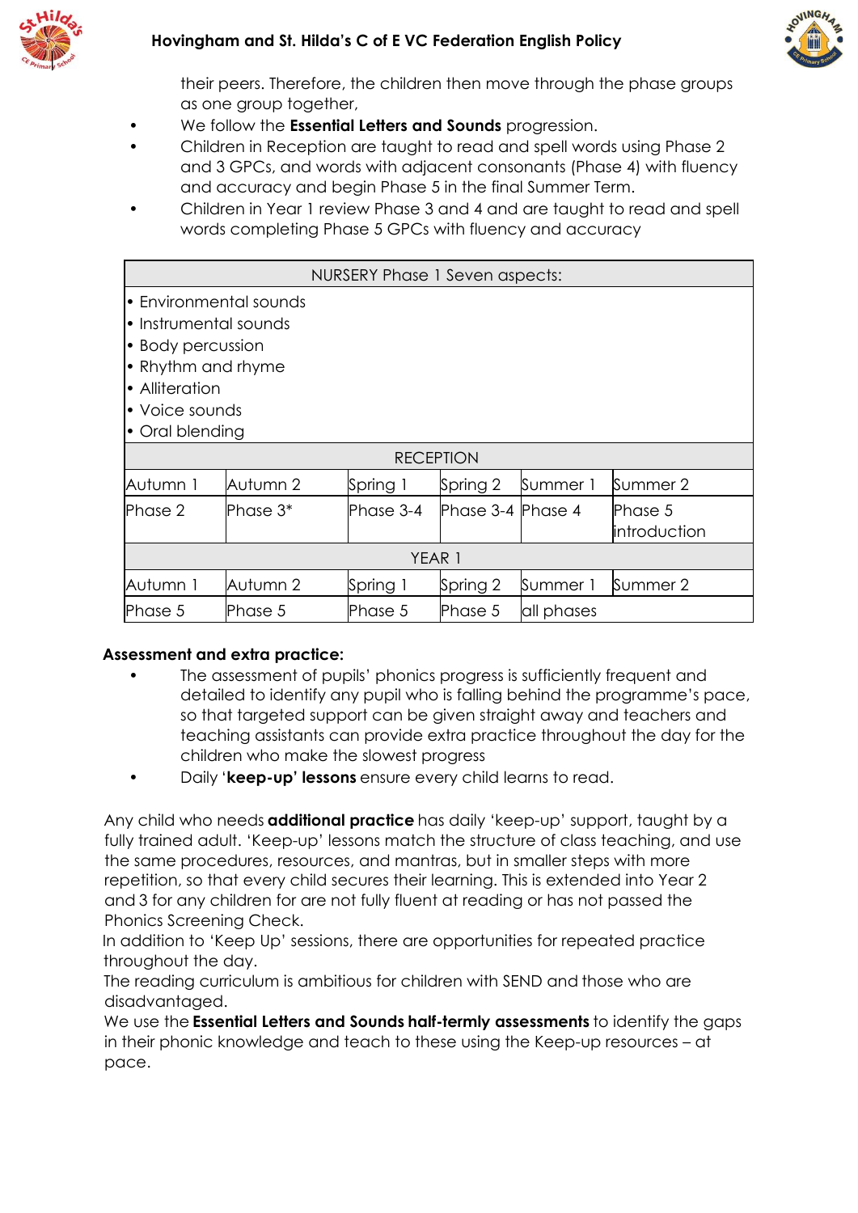their peers. Therefore, the children then move through the phase groups as one group together,

- We follow the **Essential Letters and Sounds** progression.
- Children in Reception are taught to read and spell words using Phase 2 and 3 GPCs, and words with adjacent consonants (Phase 4) with fluency and accuracy and begin Phase 5 in the final Summer Term.
- Children in Year 1 review Phase 3 and 4 and are taught to read and spell words completing Phase 5 GPCs with fluency and accuracy

| NURSERY Phase 1 Seven aspects: | | | | | |
|---|---|---|---|---|---|
| • Environmental sounds<br>• Instrumental sounds<br>• Body percussion<br>• Rhythm and rhyme<br>• Alliteration<br>• Voice sounds<br>• Oral blending | | | | | |
| RECEPTION | | | | | |
| Autumn 1 | Autumn 2 | Spring 1 | Spring 2 | Summer 1 | Summer 2 |
| Phase 2 | Phase 3* | Phase 3-4 | Phase 3-4 | Phase 4 | Phase 5 introduction |
| YEAR 1 | | | | | |
| Autumn 1 | Autumn 2 | Spring 1 | Spring 2 | Summer 1 | Summer 2 |
| Phase 5 | Phase 5 | Phase 5 | Phase 5 | all phases | |

**Assessment and extra practice:**

- The assessment of pupils' phonics progress is sufficiently frequent and detailed to identify any pupil who is falling behind the programme's pace, so that targeted support can be given straight away and teachers and teaching assistants can provide extra practice throughout the day for the children who make the slowest progress
- Daily '**keep-up' lessons** ensure every child learns to read.

Any child who needs **additional practice** has daily 'keep-up' support, taught by a fully trained adult. 'Keep-up' lessons match the structure of class teaching, and use the same procedures, resources, and mantras, but in smaller steps with more repetition, so that every child secures their learning. This is extended into Year 2 and 3 for any children for are not fully fluent at reading or has not passed the Phonics Screening Check.

In addition to 'Keep Up' sessions, there are opportunities for repeated practice throughout the day.

The reading curriculum is ambitious for children with SEND and those who are disadvantaged.

We use the **Essential Letters and Sounds half-termly assessments** to identify the gaps in their phonic knowledge and teach to these using the Keep-up resources – at pace.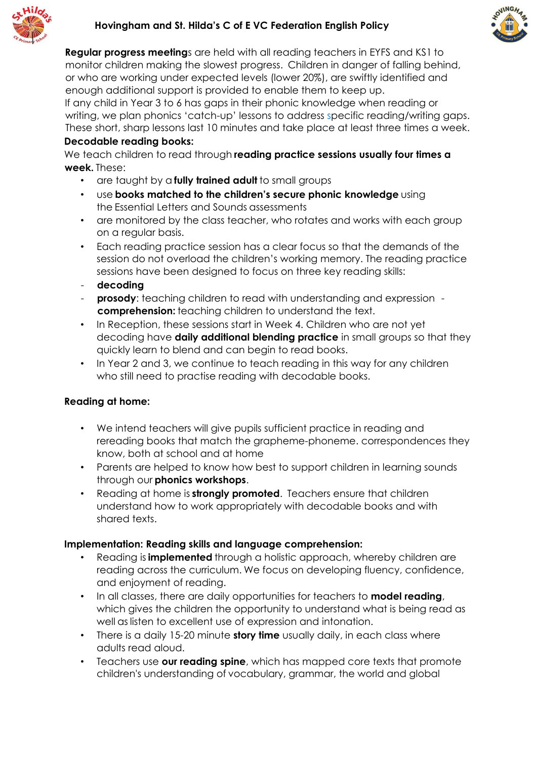**Regular progress meeting**s are held with all reading teachers in EYFS and KS1 to monitor children making the slowest progress. Children in danger of falling behind, or who are working under expected levels (lower 20%), are swiftly identified and enough additional support is provided to enable them to keep up.
If any child in Year 3 to 6 has gaps in their phonic knowledge when reading or writing, we plan phonics 'catch-up' lessons to address specific reading/writing gaps. These short, sharp lessons last 10 minutes and take place at least three times a week.

**Decodable reading books:**

We teach children to read through **reading practice sessions usually four times a week.** These:

- are taught by a **fully trained adult** to small groups
- use **books matched to the children's secure phonic knowledge** using the Essential Letters and Sounds assessments
- are monitored by the class teacher, who rotates and works with each group on a regular basis.
- Each reading practice session has a clear focus so that the demands of the session do not overload the children's working memory. The reading practice sessions have been designed to focus on three key reading skills:
  - **decoding**
  - **prosody**: teaching children to read with understanding and expression - **comprehension:** teaching children to understand the text.
- In Reception, these sessions start in Week 4. Children who are not yet decoding have **daily additional blending practice** in small groups so that they quickly learn to blend and can begin to read books.
- In Year 2 and 3, we continue to teach reading in this way for any children who still need to practise reading with decodable books.

**Reading at home:**

- We intend teachers will give pupils sufficient practice in reading and rereading books that match the grapheme-phoneme. correspondences they know, both at school and at home
- Parents are helped to know how best to support children in learning sounds through our **phonics workshops**.
- Reading at home is **strongly promoted**. Teachers ensure that children understand how to work appropriately with decodable books and with shared texts.

**Implementation: Reading skills and language comprehension:**

- Reading is **implemented** through a holistic approach, whereby children are reading across the curriculum. We focus on developing fluency, confidence, and enjoyment of reading.
- In all classes, there are daily opportunities for teachers to **model reading**, which gives the children the opportunity to understand what is being read as well as listen to excellent use of expression and intonation.
- There is a daily 15-20 minute **story time** usually daily, in each class where adults read aloud.
- Teachers use **our reading spine**, which has mapped core texts that promote children's understanding of vocabulary, grammar, the world and global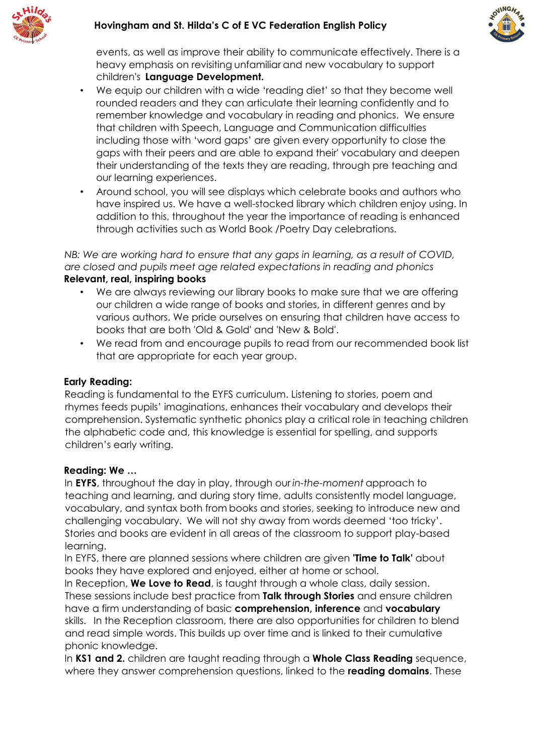events, as well as improve their ability to communicate effectively. There is a heavy emphasis on revisiting unfamiliar and new vocabulary to support children's **Language Development.**

- We equip our children with a wide 'reading diet' so that they become well rounded readers and they can articulate their learning confidently and to remember knowledge and vocabulary in reading and phonics. We ensure that children with Speech, Language and Communication difficulties including those with 'word gaps' are given every opportunity to close the gaps with their peers and are able to expand their' vocabulary and deepen their understanding of the texts they are reading, through pre teaching and our learning experiences.
- Around school, you will see displays which celebrate books and authors who have inspired us. We have a well-stocked library which children enjoy using. In addition to this, throughout the year the importance of reading is enhanced through activities such as World Book /Poetry Day celebrations.

*NB: We are working hard to ensure that any gaps in learning, as a result of COVID, are closed and pupils meet age related expectations in reading and phonics*

**Relevant, real, inspiring books**

- We are always reviewing our library books to make sure that we are offering our children a wide range of books and stories, in different genres and by various authors. We pride ourselves on ensuring that children have access to books that are both 'Old & Gold' and 'New & Bold'.
- We read from and encourage pupils to read from our recommended book list that are appropriate for each year group.

**Early Reading:**

Reading is fundamental to the EYFS curriculum. Listening to stories, poem and rhymes feeds pupils' imaginations, enhances their vocabulary and develops their comprehension. Systematic synthetic phonics play a critical role in teaching children the alphabetic code and, this knowledge is essential for spelling, and supports children's early writing.

**Reading: We …**

In **EYFS**, throughout the day in play, through our *in-the-moment* approach to teaching and learning, and during story time, adults consistently model language, vocabulary, and syntax both from books and stories, seeking to introduce new and challenging vocabulary. We will not shy away from words deemed 'too tricky'. Stories and books are evident in all areas of the classroom to support play-based learning.

In EYFS, there are planned sessions where children are given **'Time to Talk'** about books they have explored and enjoyed, either at home or school.

In Reception, **We Love to Read**, is taught through a whole class, daily session. These sessions include best practice from **Talk through Stories** and ensure children have a firm understanding of basic **comprehension, inference** and **vocabulary** skills. In the Reception classroom, there are also opportunities for children to blend and read simple words. This builds up over time and is linked to their cumulative phonic knowledge.

In **KS1 and 2.** children are taught reading through a **Whole Class Reading** sequence, where they answer comprehension questions, linked to the **reading domains**. These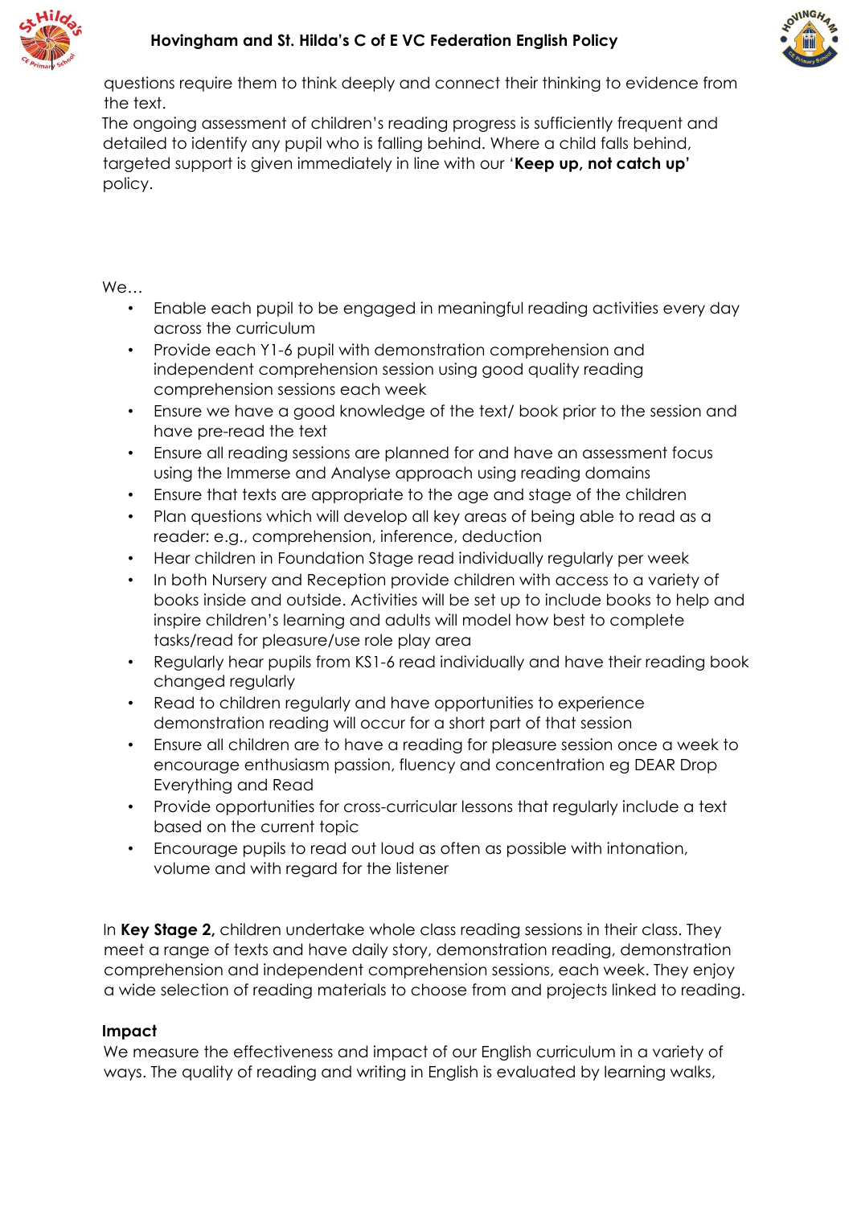questions require them to think deeply and connect their thinking to evidence from the text.

The ongoing assessment of children's reading progress is sufficiently frequent and detailed to identify any pupil who is falling behind. Where a child falls behind, targeted support is given immediately in line with our '**Keep up, not catch up'** policy.

We…

- Enable each pupil to be engaged in meaningful reading activities every day across the curriculum
- Provide each Y1-6 pupil with demonstration comprehension and independent comprehension session using good quality reading comprehension sessions each week
- Ensure we have a good knowledge of the text/ book prior to the session and have pre-read the text
- Ensure all reading sessions are planned for and have an assessment focus using the Immerse and Analyse approach using reading domains
- Ensure that texts are appropriate to the age and stage of the children
- Plan questions which will develop all key areas of being able to read as a reader: e.g., comprehension, inference, deduction
- Hear children in Foundation Stage read individually regularly per week
- In both Nursery and Reception provide children with access to a variety of books inside and outside. Activities will be set up to include books to help and inspire children's learning and adults will model how best to complete tasks/read for pleasure/use role play area
- Regularly hear pupils from KS1-6 read individually and have their reading book changed regularly
- Read to children regularly and have opportunities to experience demonstration reading will occur for a short part of that session
- Ensure all children are to have a reading for pleasure session once a week to encourage enthusiasm passion, fluency and concentration eg DEAR Drop Everything and Read
- Provide opportunities for cross-curricular lessons that regularly include a text based on the current topic
- Encourage pupils to read out loud as often as possible with intonation, volume and with regard for the listener

In **Key Stage 2,** children undertake whole class reading sessions in their class. They meet a range of texts and have daily story, demonstration reading, demonstration comprehension and independent comprehension sessions, each week. They enjoy a wide selection of reading materials to choose from and projects linked to reading.

**Impact**

We measure the effectiveness and impact of our English curriculum in a variety of ways. The quality of reading and writing in English is evaluated by learning walks,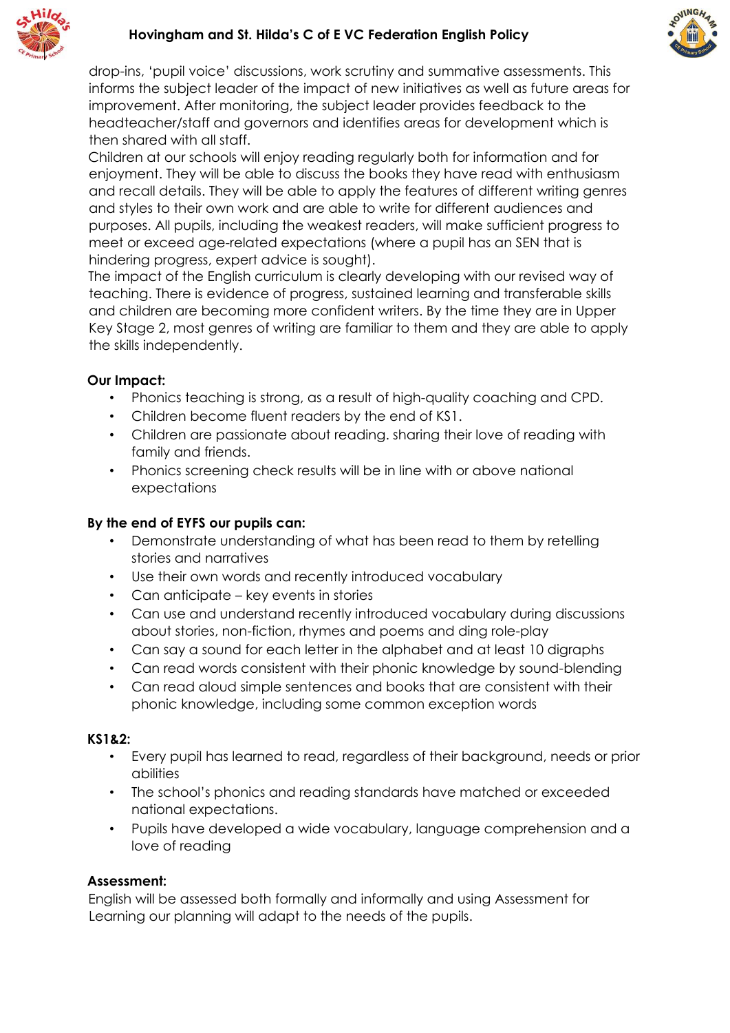drop-ins, 'pupil voice' discussions, work scrutiny and summative assessments. This informs the subject leader of the impact of new initiatives as well as future areas for improvement. After monitoring, the subject leader provides feedback to the headteacher/staff and governors and identifies areas for development which is then shared with all staff.

Children at our schools will enjoy reading regularly both for information and for enjoyment. They will be able to discuss the books they have read with enthusiasm and recall details. They will be able to apply the features of different writing genres and styles to their own work and are able to write for different audiences and purposes. All pupils, including the weakest readers, will make sufficient progress to meet or exceed age-related expectations (where a pupil has an SEN that is hindering progress, expert advice is sought).

The impact of the English curriculum is clearly developing with our revised way of teaching. There is evidence of progress, sustained learning and transferable skills and children are becoming more confident writers. By the time they are in Upper Key Stage 2, most genres of writing are familiar to them and they are able to apply the skills independently.

**Our Impact:**

- Phonics teaching is strong, as a result of high-quality coaching and CPD.
- Children become fluent readers by the end of KS1.
- Children are passionate about reading. sharing their love of reading with family and friends.
- Phonics screening check results will be in line with or above national expectations

**By the end of EYFS our pupils can:**

- Demonstrate understanding of what has been read to them by retelling stories and narratives
- Use their own words and recently introduced vocabulary
- Can anticipate – key events in stories
- Can use and understand recently introduced vocabulary during discussions about stories, non-fiction, rhymes and poems and ding role-play
- Can say a sound for each letter in the alphabet and at least 10 digraphs
- Can read words consistent with their phonic knowledge by sound-blending
- Can read aloud simple sentences and books that are consistent with their phonic knowledge, including some common exception words

**KS1&2:**

- Every pupil has learned to read, regardless of their background, needs or prior abilities
- The school's phonics and reading standards have matched or exceeded national expectations.
- Pupils have developed a wide vocabulary, language comprehension and a love of reading

**Assessment:**

English will be assessed both formally and informally and using Assessment for Learning our planning will adapt to the needs of the pupils.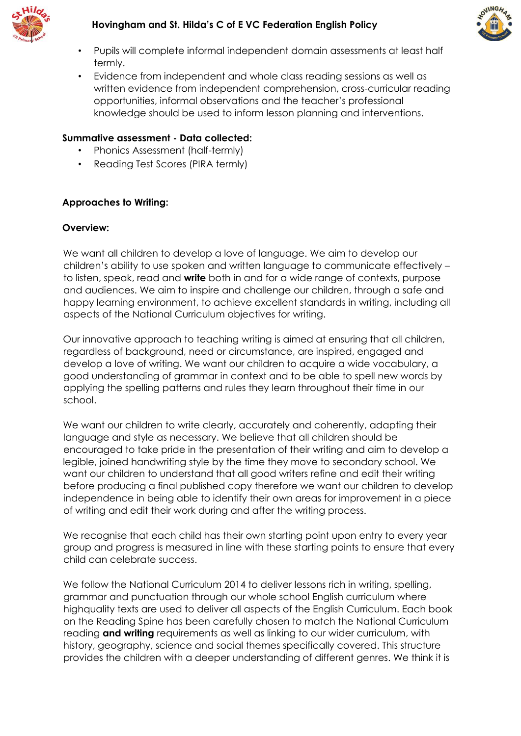- Pupils will complete informal independent domain assessments at least half termly.
- Evidence from independent and whole class reading sessions as well as written evidence from independent comprehension, cross-curricular reading opportunities, informal observations and the teacher's professional knowledge should be used to inform lesson planning and interventions.

**Summative assessment - Data collected:**

- Phonics Assessment (half-termly)
- Reading Test Scores (PIRA termly)

## Approaches to Writing:

### Overview:

We want all children to develop a love of language. We aim to develop our children's ability to use spoken and written language to communicate effectively – to listen, speak, read and **write** both in and for a wide range of contexts, purpose and audiences. We aim to inspire and challenge our children, through a safe and happy learning environment, to achieve excellent standards in writing, including all aspects of the National Curriculum objectives for writing.

Our innovative approach to teaching writing is aimed at ensuring that all children, regardless of background, need or circumstance, are inspired, engaged and develop a love of writing. We want our children to acquire a wide vocabulary, a good understanding of grammar in context and to be able to spell new words by applying the spelling patterns and rules they learn throughout their time in our school.

We want our children to write clearly, accurately and coherently, adapting their language and style as necessary. We believe that all children should be encouraged to take pride in the presentation of their writing and aim to develop a legible, joined handwriting style by the time they move to secondary school. We want our children to understand that all good writers refine and edit their writing before producing a final published copy therefore we want our children to develop independence in being able to identify their own areas for improvement in a piece of writing and edit their work during and after the writing process.

We recognise that each child has their own starting point upon entry to every year group and progress is measured in line with these starting points to ensure that every child can celebrate success.

We follow the National Curriculum 2014 to deliver lessons rich in writing, spelling, grammar and punctuation through our whole school English curriculum where highquality texts are used to deliver all aspects of the English Curriculum. Each book on the Reading Spine has been carefully chosen to match the National Curriculum reading **and writing** requirements as well as linking to our wider curriculum, with history, geography, science and social themes specifically covered. This structure provides the children with a deeper understanding of different genres. We think it is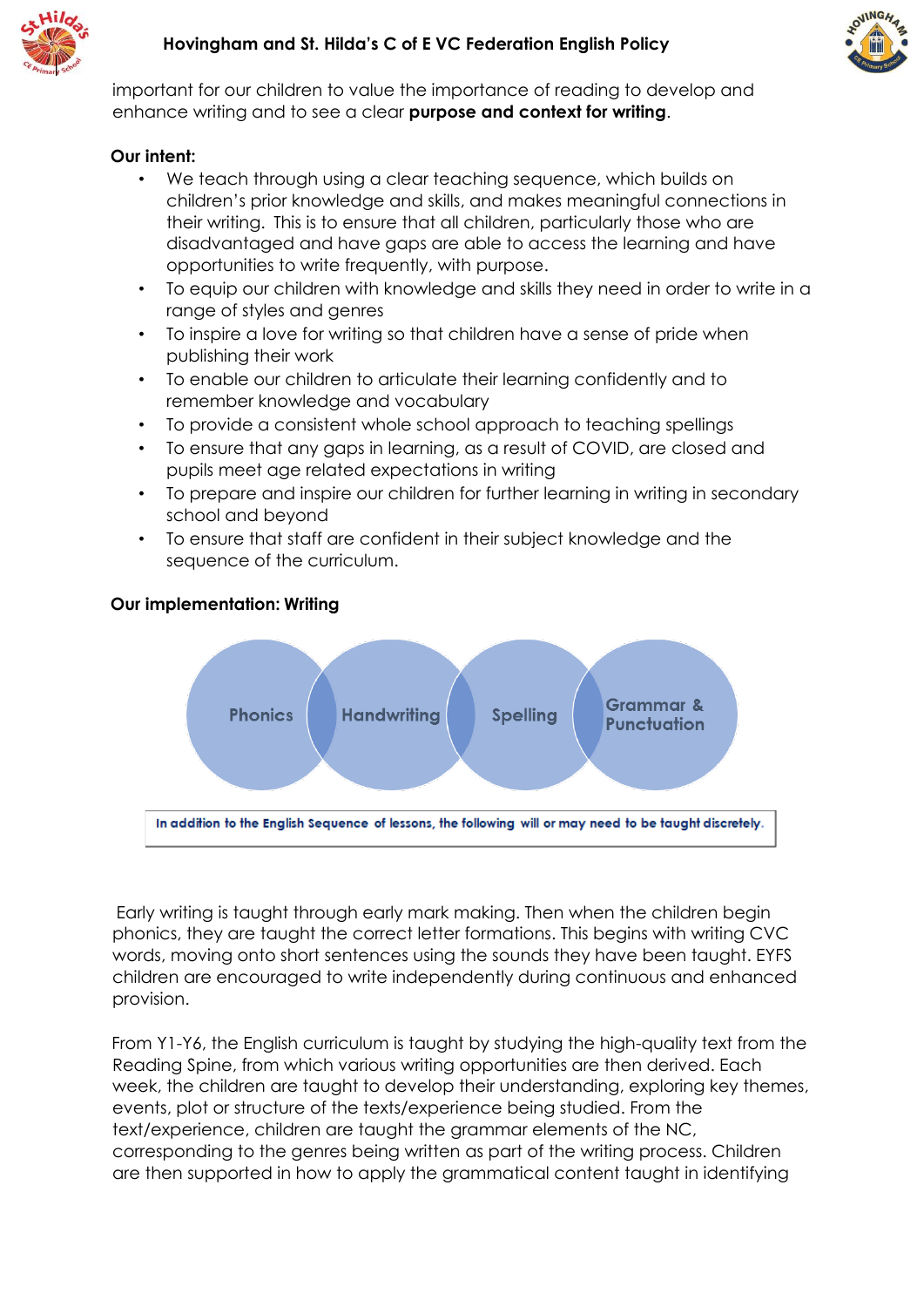important for our children to value the importance of reading to develop and enhance writing and to see a clear **purpose and context for writing**.

**Our intent:**

- We teach through using a clear teaching sequence, which builds on children's prior knowledge and skills, and makes meaningful connections in their writing. This is to ensure that all children, particularly those who are disadvantaged and have gaps are able to access the learning and have opportunities to write frequently, with purpose.
- To equip our children with knowledge and skills they need in order to write in a range of styles and genres
- To inspire a love for writing so that children have a sense of pride when publishing their work
- To enable our children to articulate their learning confidently and to remember knowledge and vocabulary
- To provide a consistent whole school approach to teaching spellings
- To ensure that any gaps in learning, as a result of COVID, are closed and pupils meet age related expectations in writing
- To prepare and inspire our children for further learning in writing in secondary school and beyond
- To ensure that staff are confident in their subject knowledge and the sequence of the curriculum.

**Our implementation: Writing**

Phonics | Handwriting | Spelling | Grammar & Punctuation

In addition to the English Sequence of lessons, the following will or may need to be taught discretely.

Early writing is taught through early mark making. Then when the children begin phonics, they are taught the correct letter formations. This begins with writing CVC words, moving onto short sentences using the sounds they have been taught. EYFS children are encouraged to write independently during continuous and enhanced provision.

From Y1-Y6, the English curriculum is taught by studying the high-quality text from the Reading Spine, from which various writing opportunities are then derived. Each week, the children are taught to develop their understanding, exploring key themes, events, plot or structure of the texts/experience being studied. From the text/experience, children are taught the grammar elements of the NC, corresponding to the genres being written as part of the writing process. Children are then supported in how to apply the grammatical content taught in identifying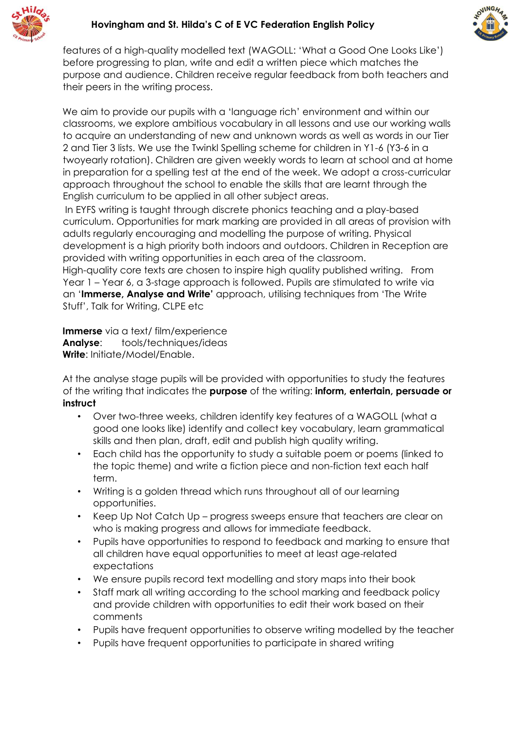features of a high-quality modelled text (WAGOLL: 'What a Good One Looks Like') before progressing to plan, write and edit a written piece which matches the purpose and audience. Children receive regular feedback from both teachers and their peers in the writing process.

We aim to provide our pupils with a 'language rich' environment and within our classrooms, we explore ambitious vocabulary in all lessons and use our working walls to acquire an understanding of new and unknown words as well as words in our Tier 2 and Tier 3 lists. We use the Twinkl Spelling scheme for children in Y1-6 (Y3-6 in a twoyearly rotation). Children are given weekly words to learn at school and at home in preparation for a spelling test at the end of the week. We adopt a cross-curricular approach throughout the school to enable the skills that are learnt through the English curriculum to be applied in all other subject areas.

In EYFS writing is taught through discrete phonics teaching and a play-based curriculum. Opportunities for mark marking are provided in all areas of provision with adults regularly encouraging and modelling the purpose of writing. Physical development is a high priority both indoors and outdoors. Children in Reception are provided with writing opportunities in each area of the classroom.

High-quality core texts are chosen to inspire high quality published writing. From Year 1 – Year 6, a 3-stage approach is followed. Pupils are stimulated to write via an '**Immerse, Analyse and Write'** approach, utilising techniques from 'The Write Stuff', Talk for Writing, CLPE etc

**Immerse** via a text/ film/experience
**Analyse**: tools/techniques/ideas
**Write**: Initiate/Model/Enable.

At the analyse stage pupils will be provided with opportunities to study the features of the writing that indicates the **purpose** of the writing: **inform, entertain, persuade or instruct**

- Over two-three weeks, children identify key features of a WAGOLL (what a good one looks like) identify and collect key vocabulary, learn grammatical skills and then plan, draft, edit and publish high quality writing.
- Each child has the opportunity to study a suitable poem or poems (linked to the topic theme) and write a fiction piece and non-fiction text each half term.
- Writing is a golden thread which runs throughout all of our learning opportunities.
- Keep Up Not Catch Up – progress sweeps ensure that teachers are clear on who is making progress and allows for immediate feedback.
- Pupils have opportunities to respond to feedback and marking to ensure that all children have equal opportunities to meet at least age-related expectations
- We ensure pupils record text modelling and story maps into their book
- Staff mark all writing according to the school marking and feedback policy and provide children with opportunities to edit their work based on their comments
- Pupils have frequent opportunities to observe writing modelled by the teacher
- Pupils have frequent opportunities to participate in shared writing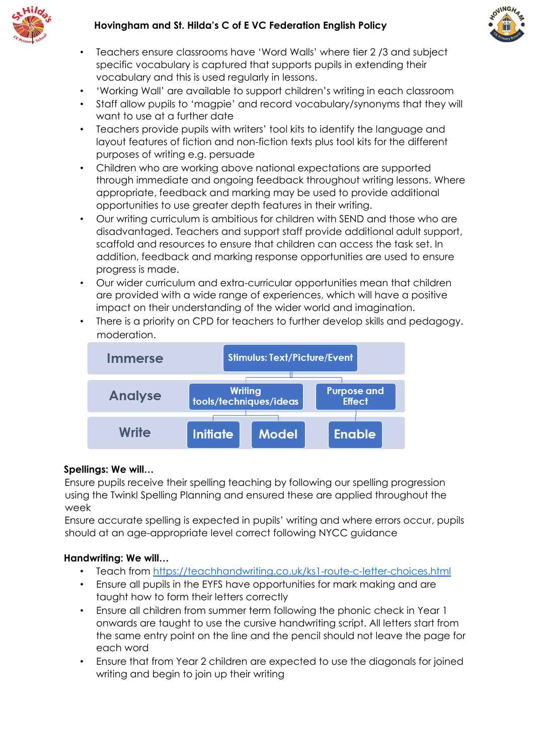- Teachers ensure classrooms have 'Word Walls' where tier 2 /3 and subject specific vocabulary is captured that supports pupils in extending their vocabulary and this is used regularly in lessons.
- 'Working Wall' are available to support children's writing in each classroom
- Staff allow pupils to 'magpie' and record vocabulary/synonyms that they will want to use at a further date
- Teachers provide pupils with writers' tool kits to identify the language and layout features of fiction and non-fiction texts plus tool kits for the different purposes of writing e.g. persuade
- Children who are working above national expectations are supported through immediate and ongoing feedback throughout writing lessons. Where appropriate, feedback and marking may be used to provide additional opportunities to use greater depth features in their writing.
- Our writing curriculum is ambitious for children with SEND and those who are disadvantaged. Teachers and support staff provide additional adult support, scaffold and resources to ensure that children can access the task set. In addition, feedback and marking response opportunities are used to ensure progress is made.
- Our wider curriculum and extra-curricular opportunities mean that children are provided with a wide range of experiences, which will have a positive impact on their understanding of the wider world and imagination.
- There is a priority on CPD for teachers to further develop skills and pedagogy. moderation.

| Immerse | Stimulus: Text/Picture/Event | | |
| --- | --- | --- | --- |
| Analyse | Writing tools/techniques/ideas | | Purpose and Effect |
| Write | Initiate | Model | Enable |

**Spellings: We will…**

Ensure pupils receive their spelling teaching by following our spelling progression using the Twinkl Spelling Planning and ensured these are applied throughout the week

Ensure accurate spelling is expected in pupils' writing and where errors occur, pupils should at an age-appropriate level correct following NYCC guidance

**Handwriting: We will…**

- Teach from [https://teachhandwriting.co.uk/ks1-route-c-letter-choices.html](https://teachhandwriting.co.uk/ks1-route-c-letter-choices.html)
- Ensure all pupils in the EYFS have opportunities for mark making and are taught how to form their letters correctly
- Ensure all children from summer term following the phonic check in Year 1 onwards are taught to use the cursive handwriting script. All letters start from the same entry point on the line and the pencil should not leave the page for each word
- Ensure that from Year 2 children are expected to use the diagonals for joined writing and begin to join up their writing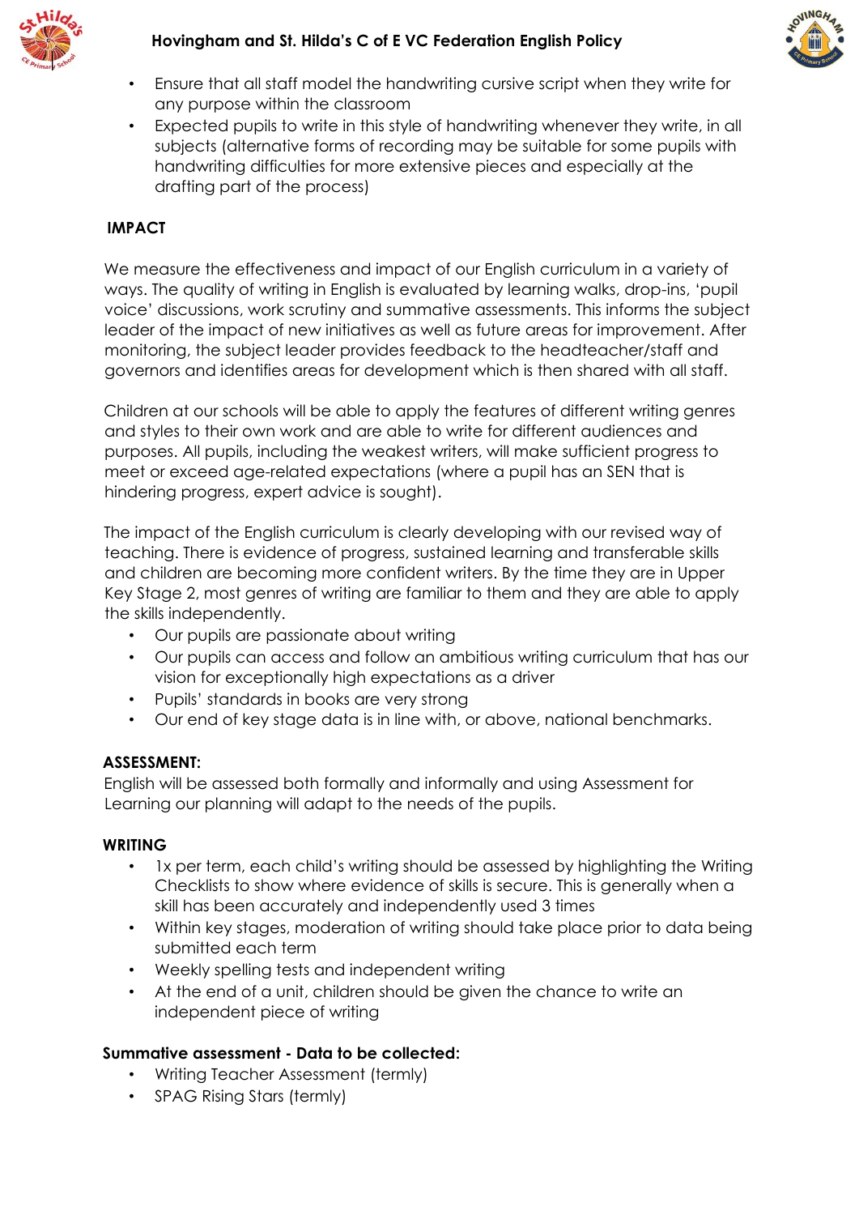- Ensure that all staff model the handwriting cursive script when they write for any purpose within the classroom
- Expected pupils to write in this style of handwriting whenever they write, in all subjects (alternative forms of recording may be suitable for some pupils with handwriting difficulties for more extensive pieces and especially at the drafting part of the process)

## IMPACT

We measure the effectiveness and impact of our English curriculum in a variety of ways. The quality of writing in English is evaluated by learning walks, drop-ins, 'pupil voice' discussions, work scrutiny and summative assessments. This informs the subject leader of the impact of new initiatives as well as future areas for improvement. After monitoring, the subject leader provides feedback to the headteacher/staff and governors and identifies areas for development which is then shared with all staff.

Children at our schools will be able to apply the features of different writing genres and styles to their own work and are able to write for different audiences and purposes. All pupils, including the weakest writers, will make sufficient progress to meet or exceed age-related expectations (where a pupil has an SEN that is hindering progress, expert advice is sought).

The impact of the English curriculum is clearly developing with our revised way of teaching. There is evidence of progress, sustained learning and transferable skills and children are becoming more confident writers. By the time they are in Upper Key Stage 2, most genres of writing are familiar to them and they are able to apply the skills independently.

- Our pupils are passionate about writing
- Our pupils can access and follow an ambitious writing curriculum that has our vision for exceptionally high expectations as a driver
- Pupils' standards in books are very strong
- Our end of key stage data is in line with, or above, national benchmarks.

## ASSESSMENT:

English will be assessed both formally and informally and using Assessment for Learning our planning will adapt to the needs of the pupils.

## WRITING

- 1x per term, each child's writing should be assessed by highlighting the Writing Checklists to show where evidence of skills is secure. This is generally when a skill has been accurately and independently used 3 times
- Within key stages, moderation of writing should take place prior to data being submitted each term
- Weekly spelling tests and independent writing
- At the end of a unit, children should be given the chance to write an independent piece of writing

### Summative assessment - Data to be collected:

- Writing Teacher Assessment (termly)
- SPAG Rising Stars (termly)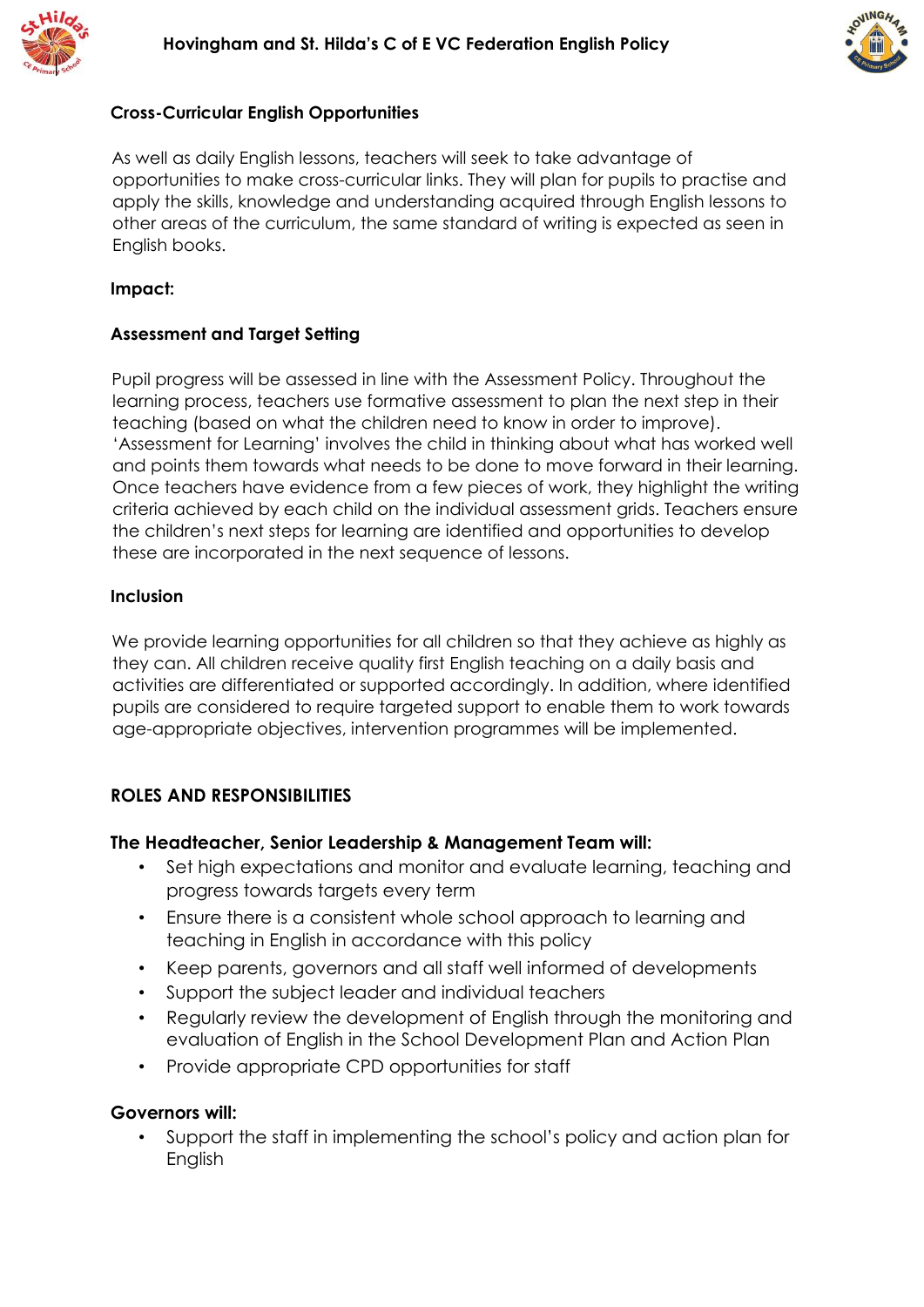### Cross-Curricular English Opportunities

As well as daily English lessons, teachers will seek to take advantage of opportunities to make cross-curricular links. They will plan for pupils to practise and apply the skills, knowledge and understanding acquired through English lessons to other areas of the curriculum, the same standard of writing is expected as seen in English books.

### Impact:

### Assessment and Target Setting

Pupil progress will be assessed in line with the Assessment Policy. Throughout the learning process, teachers use formative assessment to plan the next step in their teaching (based on what the children need to know in order to improve). 'Assessment for Learning' involves the child in thinking about what has worked well and points them towards what needs to be done to move forward in their learning. Once teachers have evidence from a few pieces of work, they highlight the writing criteria achieved by each child on the individual assessment grids. Teachers ensure the children's next steps for learning are identified and opportunities to develop these are incorporated in the next sequence of lessons.

### Inclusion

We provide learning opportunities for all children so that they achieve as highly as they can. All children receive quality first English teaching on a daily basis and activities are differentiated or supported accordingly. In addition, where identified pupils are considered to require targeted support to enable them to work towards age-appropriate objectives, intervention programmes will be implemented.

## ROLES AND RESPONSIBILITIES

### The Headteacher, Senior Leadership & Management Team will:

- Set high expectations and monitor and evaluate learning, teaching and progress towards targets every term
- Ensure there is a consistent whole school approach to learning and teaching in English in accordance with this policy
- Keep parents, governors and all staff well informed of developments
- Support the subject leader and individual teachers
- Regularly review the development of English through the monitoring and evaluation of English in the School Development Plan and Action Plan
- Provide appropriate CPD opportunities for staff

### Governors will:

- Support the staff in implementing the school's policy and action plan for English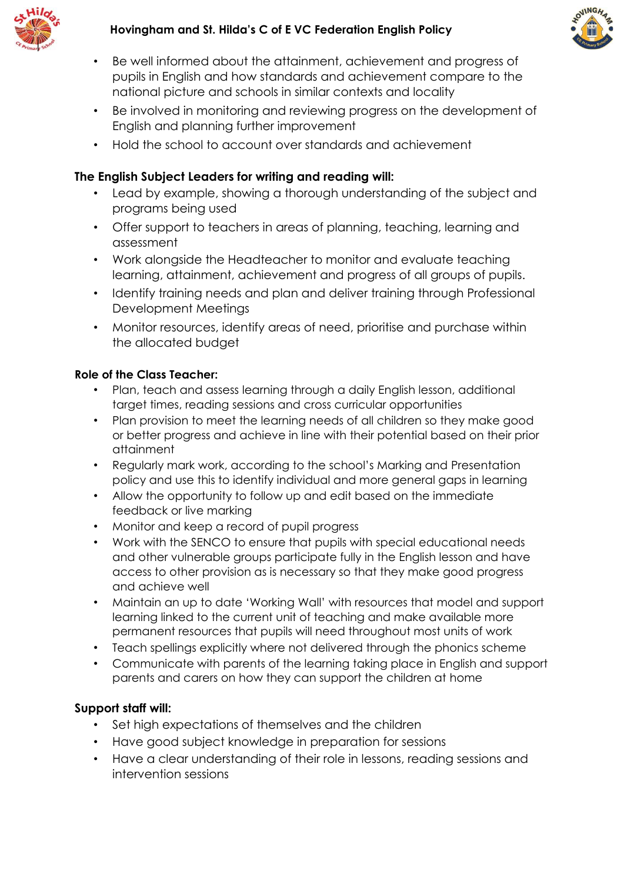- Be well informed about the attainment, achievement and progress of pupils in English and how standards and achievement compare to the national picture and schools in similar contexts and locality
- Be involved in monitoring and reviewing progress on the development of English and planning further improvement
- Hold the school to account over standards and achievement

**The English Subject Leaders for writing and reading will:**

- Lead by example, showing a thorough understanding of the subject and programs being used
- Offer support to teachers in areas of planning, teaching, learning and assessment
- Work alongside the Headteacher to monitor and evaluate teaching learning, attainment, achievement and progress of all groups of pupils.
- Identify training needs and plan and deliver training through Professional Development Meetings
- Monitor resources, identify areas of need, prioritise and purchase within the allocated budget

**Role of the Class Teacher:**

- Plan, teach and assess learning through a daily English lesson, additional target times, reading sessions and cross curricular opportunities
- Plan provision to meet the learning needs of all children so they make good or better progress and achieve in line with their potential based on their prior attainment
- Regularly mark work, according to the school's Marking and Presentation policy and use this to identify individual and more general gaps in learning
- Allow the opportunity to follow up and edit based on the immediate feedback or live marking
- Monitor and keep a record of pupil progress
- Work with the SENCO to ensure that pupils with special educational needs and other vulnerable groups participate fully in the English lesson and have access to other provision as is necessary so that they make good progress and achieve well
- Maintain an up to date 'Working Wall' with resources that model and support learning linked to the current unit of teaching and make available more permanent resources that pupils will need throughout most units of work
- Teach spellings explicitly where not delivered through the phonics scheme
- Communicate with parents of the learning taking place in English and support parents and carers on how they can support the children at home

**Support staff will:**

- Set high expectations of themselves and the children
- Have good subject knowledge in preparation for sessions
- Have a clear understanding of their role in lessons, reading sessions and intervention sessions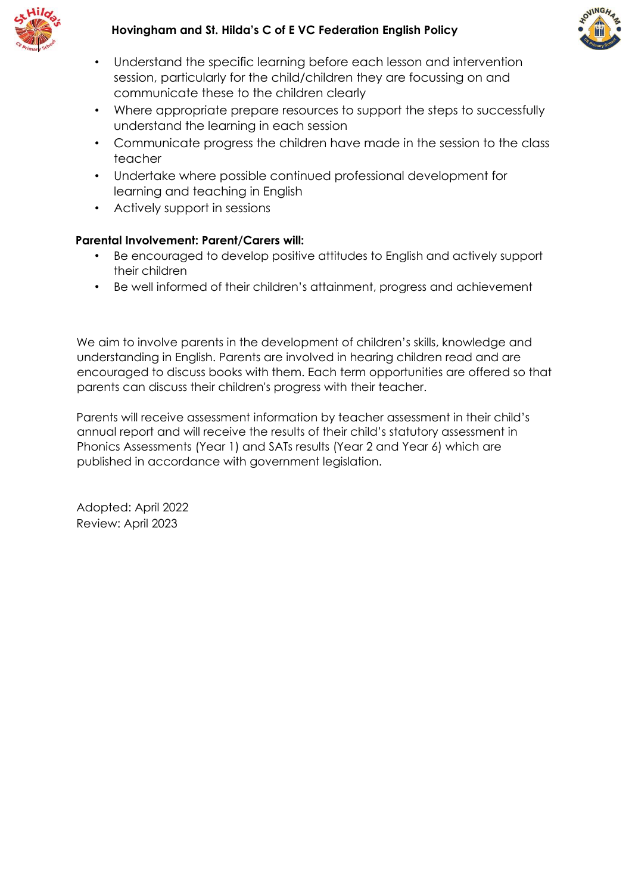- Understand the specific learning before each lesson and intervention session, particularly for the child/children they are focussing on and communicate these to the children clearly
- Where appropriate prepare resources to support the steps to successfully understand the learning in each session
- Communicate progress the children have made in the session to the class teacher
- Undertake where possible continued professional development for learning and teaching in English
- Actively support in sessions

**Parental Involvement: Parent/Carers will:**

- Be encouraged to develop positive attitudes to English and actively support their children
- Be well informed of their children's attainment, progress and achievement

We aim to involve parents in the development of children's skills, knowledge and understanding in English. Parents are involved in hearing children read and are encouraged to discuss books with them. Each term opportunities are offered so that parents can discuss their children's progress with their teacher.

Parents will receive assessment information by teacher assessment in their child's annual report and will receive the results of their child's statutory assessment in Phonics Assessments (Year 1) and SATs results (Year 2 and Year 6) which are published in accordance with government legislation.

Adopted: April 2022
Review: April 2023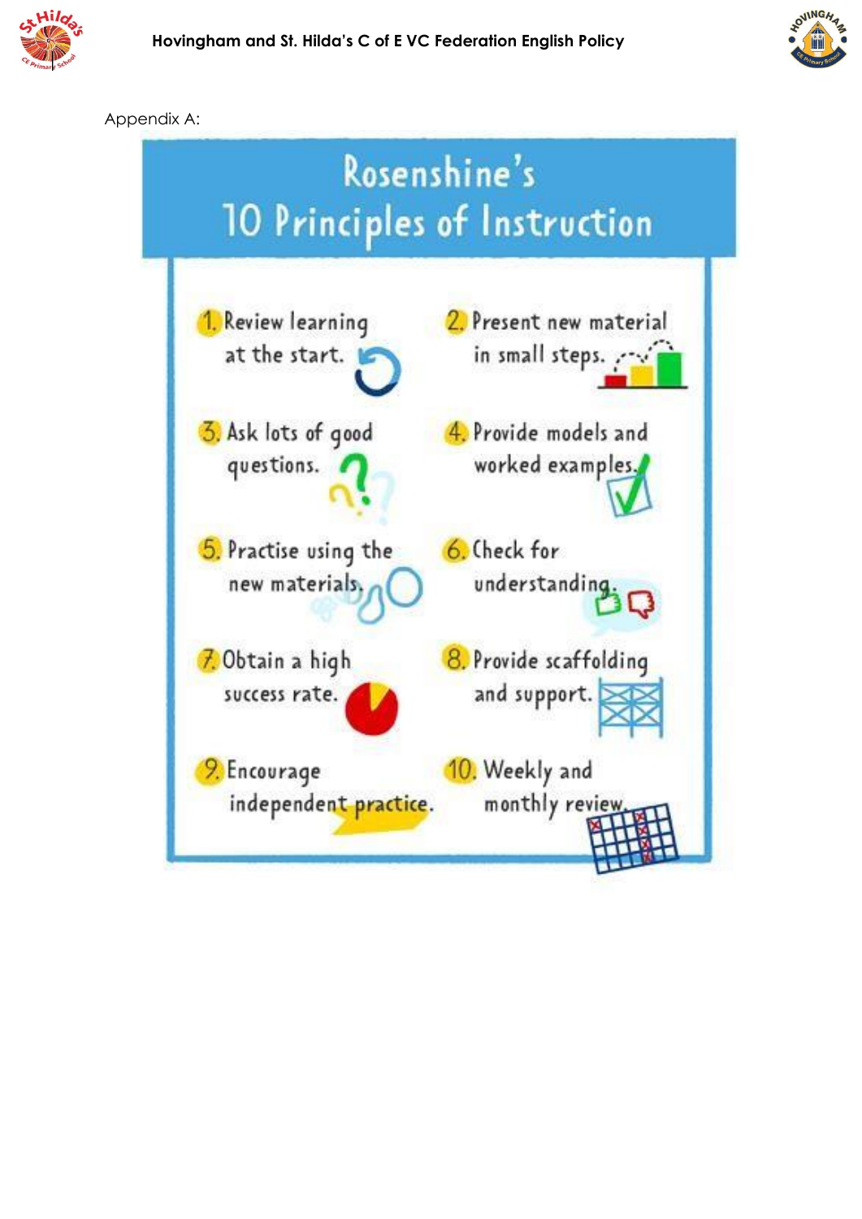Appendix A:

# Rosenshine's 10 Principles of Instruction

1. Review learning at the start.
2. Present new material in small steps.
3. Ask lots of good questions.
4. Provide models and worked examples.
5. Practise using the new materials.
6. Check for understanding.
7. Obtain a high success rate.
8. Provide scaffolding and support.
9. Encourage independent practice.
10. Weekly and monthly review.